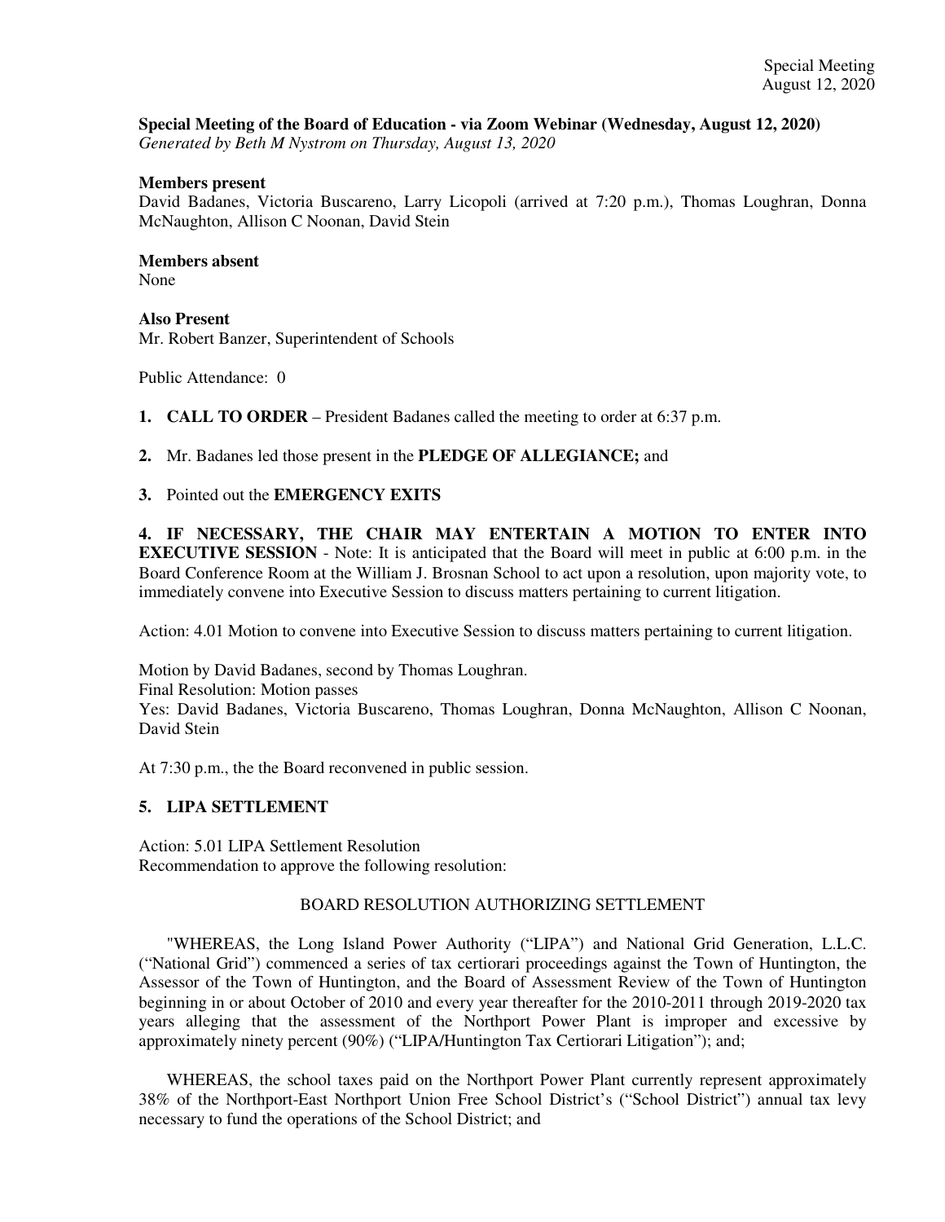**Special Meeting of the Board of Education - via Zoom Webinar (Wednesday, August 12, 2020)**
*Generated by Beth M Nystrom on Thursday, August 13, 2020*

**Members present**
David Badanes, Victoria Buscareno, Larry Licopoli (arrived at 7:20 p.m.), Thomas Loughran, Donna McNaughton, Allison C Noonan, David Stein

**Members absent**
None

**Also Present**
Mr. Robert Banzer, Superintendent of Schools

Public Attendance: 0

**1. CALL TO ORDER** – President Badanes called the meeting to order at 6:37 p.m.

**2.** Mr. Badanes led those present in the **PLEDGE OF ALLEGIANCE;** and

**3.** Pointed out the **EMERGENCY EXITS**

**4. IF NECESSARY, THE CHAIR MAY ENTERTAIN A MOTION TO ENTER INTO EXECUTIVE SESSION** - Note: It is anticipated that the Board will meet in public at 6:00 p.m. in the Board Conference Room at the William J. Brosnan School to act upon a resolution, upon majority vote, to immediately convene into Executive Session to discuss matters pertaining to current litigation.

Action: 4.01 Motion to convene into Executive Session to discuss matters pertaining to current litigation.

Motion by David Badanes, second by Thomas Loughran.
Final Resolution: Motion passes
Yes: David Badanes, Victoria Buscareno, Thomas Loughran, Donna McNaughton, Allison C Noonan, David Stein

At 7:30 p.m., the the Board reconvened in public session.

**5. LIPA SETTLEMENT**

Action: 5.01 LIPA Settlement Resolution
Recommendation to approve the following resolution:

BOARD RESOLUTION AUTHORIZING SETTLEMENT

"WHEREAS, the Long Island Power Authority ("LIPA") and National Grid Generation, L.L.C. ("National Grid") commenced a series of tax certiorari proceedings against the Town of Huntington, the Assessor of the Town of Huntington, and the Board of Assessment Review of the Town of Huntington beginning in or about October of 2010 and every year thereafter for the 2010-2011 through 2019-2020 tax years alleging that the assessment of the Northport Power Plant is improper and excessive by approximately ninety percent (90%) ("LIPA/Huntington Tax Certiorari Litigation"); and;

WHEREAS, the school taxes paid on the Northport Power Plant currently represent approximately 38% of the Northport-East Northport Union Free School District's ("School District") annual tax levy necessary to fund the operations of the School District; and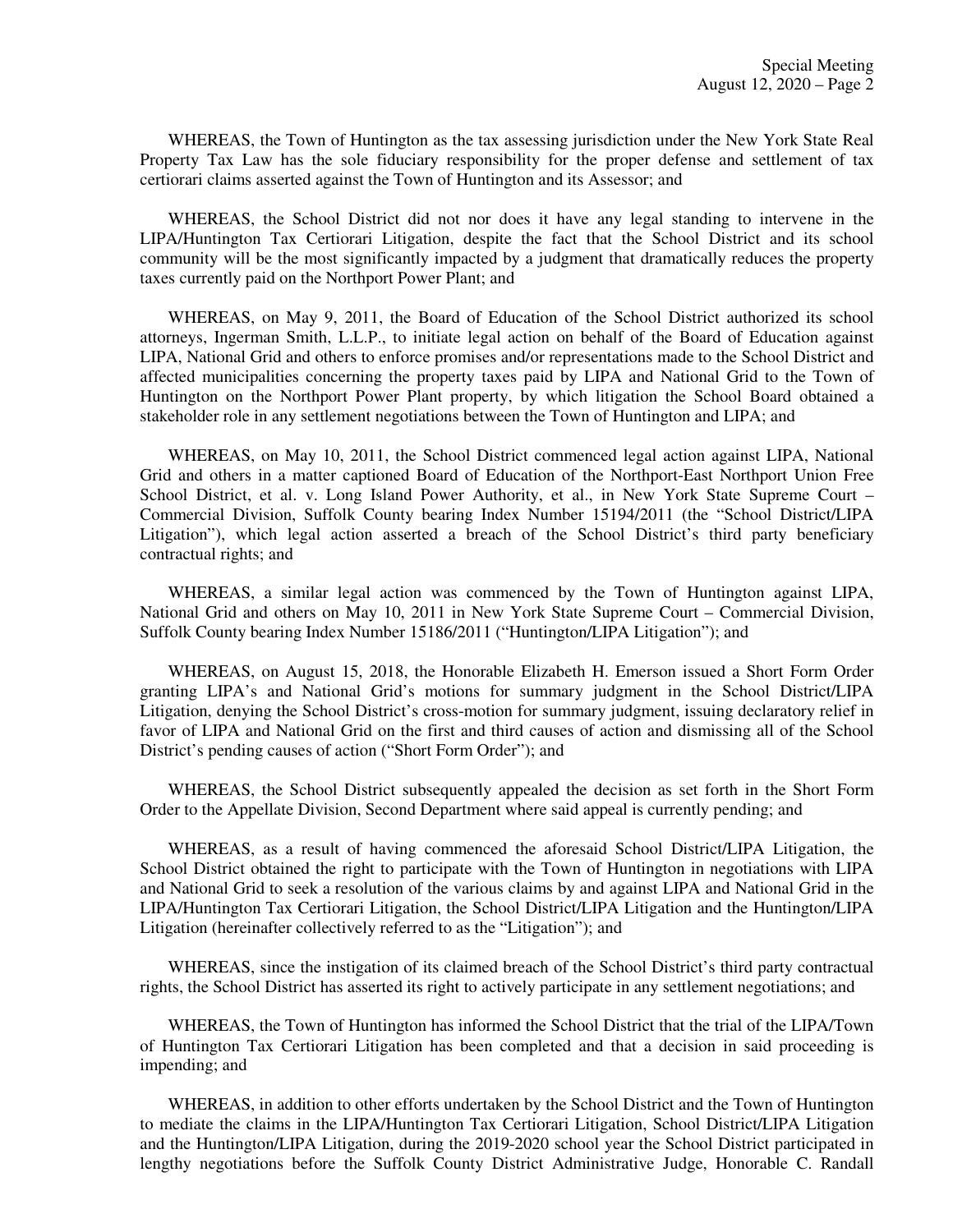WHEREAS, the Town of Huntington as the tax assessing jurisdiction under the New York State Real Property Tax Law has the sole fiduciary responsibility for the proper defense and settlement of tax certiorari claims asserted against the Town of Huntington and its Assessor; and

WHEREAS, the School District did not nor does it have any legal standing to intervene in the LIPA/Huntington Tax Certiorari Litigation, despite the fact that the School District and its school community will be the most significantly impacted by a judgment that dramatically reduces the property taxes currently paid on the Northport Power Plant; and

WHEREAS, on May 9, 2011, the Board of Education of the School District authorized its school attorneys, Ingerman Smith, L.L.P., to initiate legal action on behalf of the Board of Education against LIPA, National Grid and others to enforce promises and/or representations made to the School District and affected municipalities concerning the property taxes paid by LIPA and National Grid to the Town of Huntington on the Northport Power Plant property, by which litigation the School Board obtained a stakeholder role in any settlement negotiations between the Town of Huntington and LIPA; and

WHEREAS, on May 10, 2011, the School District commenced legal action against LIPA, National Grid and others in a matter captioned Board of Education of the Northport-East Northport Union Free School District, et al. v. Long Island Power Authority, et al., in New York State Supreme Court – Commercial Division, Suffolk County bearing Index Number 15194/2011 (the "School District/LIPA Litigation"), which legal action asserted a breach of the School District's third party beneficiary contractual rights; and

WHEREAS, a similar legal action was commenced by the Town of Huntington against LIPA, National Grid and others on May 10, 2011 in New York State Supreme Court – Commercial Division, Suffolk County bearing Index Number 15186/2011 ("Huntington/LIPA Litigation"); and

WHEREAS, on August 15, 2018, the Honorable Elizabeth H. Emerson issued a Short Form Order granting LIPA's and National Grid's motions for summary judgment in the School District/LIPA Litigation, denying the School District's cross-motion for summary judgment, issuing declaratory relief in favor of LIPA and National Grid on the first and third causes of action and dismissing all of the School District's pending causes of action ("Short Form Order"); and

WHEREAS, the School District subsequently appealed the decision as set forth in the Short Form Order to the Appellate Division, Second Department where said appeal is currently pending; and

WHEREAS, as a result of having commenced the aforesaid School District/LIPA Litigation, the School District obtained the right to participate with the Town of Huntington in negotiations with LIPA and National Grid to seek a resolution of the various claims by and against LIPA and National Grid in the LIPA/Huntington Tax Certiorari Litigation, the School District/LIPA Litigation and the Huntington/LIPA Litigation (hereinafter collectively referred to as the "Litigation"); and

WHEREAS, since the instigation of its claimed breach of the School District's third party contractual rights, the School District has asserted its right to actively participate in any settlement negotiations; and

WHEREAS, the Town of Huntington has informed the School District that the trial of the LIPA/Town of Huntington Tax Certiorari Litigation has been completed and that a decision in said proceeding is impending; and

WHEREAS, in addition to other efforts undertaken by the School District and the Town of Huntington to mediate the claims in the LIPA/Huntington Tax Certiorari Litigation, School District/LIPA Litigation and the Huntington/LIPA Litigation, during the 2019-2020 school year the School District participated in lengthy negotiations before the Suffolk County District Administrative Judge, Honorable C. Randall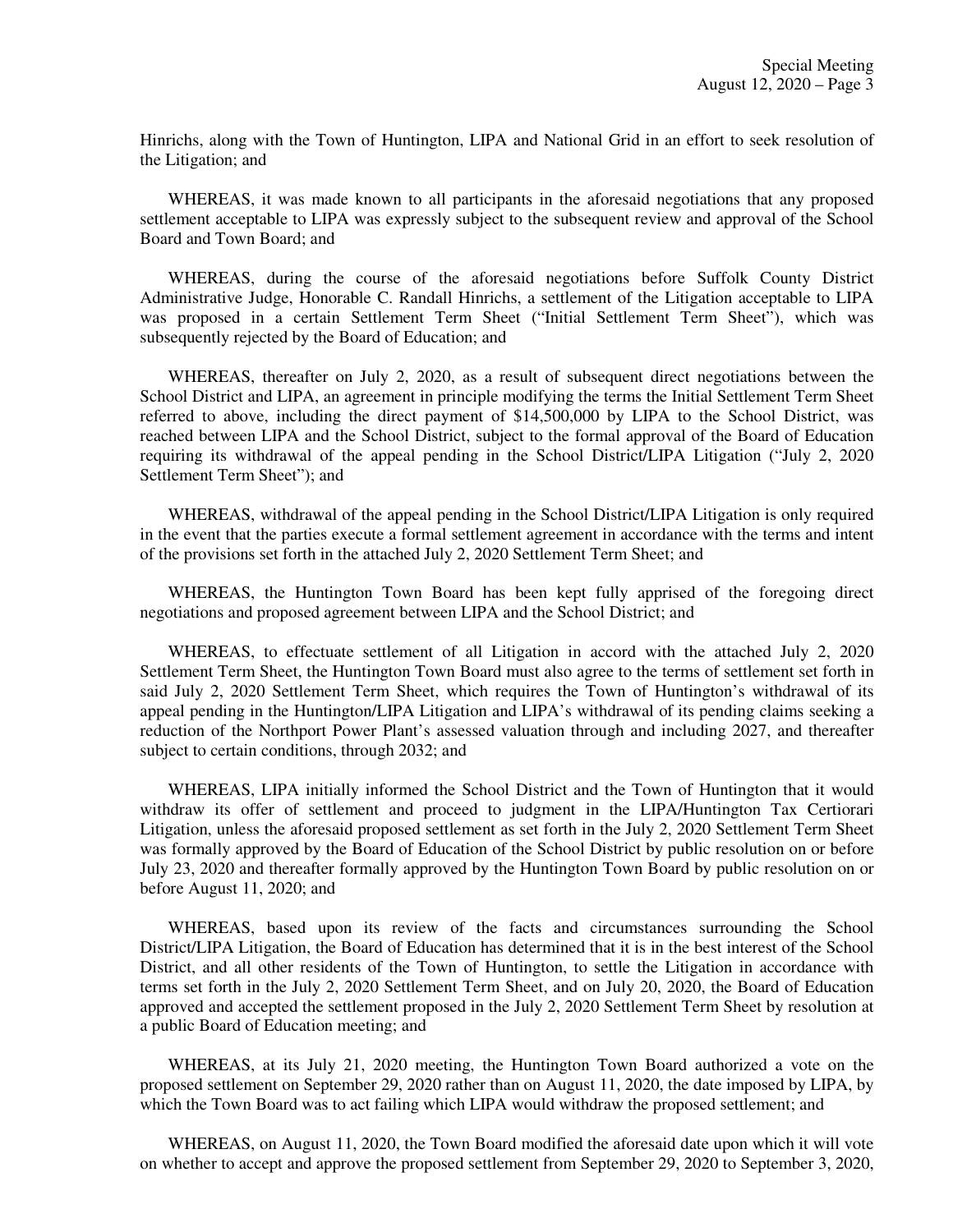Hinrichs, along with the Town of Huntington, LIPA and National Grid in an effort to seek resolution of the Litigation; and

WHEREAS, it was made known to all participants in the aforesaid negotiations that any proposed settlement acceptable to LIPA was expressly subject to the subsequent review and approval of the School Board and Town Board; and

WHEREAS, during the course of the aforesaid negotiations before Suffolk County District Administrative Judge, Honorable C. Randall Hinrichs, a settlement of the Litigation acceptable to LIPA was proposed in a certain Settlement Term Sheet ("Initial Settlement Term Sheet"), which was subsequently rejected by the Board of Education; and

WHEREAS, thereafter on July 2, 2020, as a result of subsequent direct negotiations between the School District and LIPA, an agreement in principle modifying the terms the Initial Settlement Term Sheet referred to above, including the direct payment of $14,500,000 by LIPA to the School District, was reached between LIPA and the School District, subject to the formal approval of the Board of Education requiring its withdrawal of the appeal pending in the School District/LIPA Litigation ("July 2, 2020 Settlement Term Sheet"); and

WHEREAS, withdrawal of the appeal pending in the School District/LIPA Litigation is only required in the event that the parties execute a formal settlement agreement in accordance with the terms and intent of the provisions set forth in the attached July 2, 2020 Settlement Term Sheet; and

WHEREAS, the Huntington Town Board has been kept fully apprised of the foregoing direct negotiations and proposed agreement between LIPA and the School District; and

WHEREAS, to effectuate settlement of all Litigation in accord with the attached July 2, 2020 Settlement Term Sheet, the Huntington Town Board must also agree to the terms of settlement set forth in said July 2, 2020 Settlement Term Sheet, which requires the Town of Huntington's withdrawal of its appeal pending in the Huntington/LIPA Litigation and LIPA's withdrawal of its pending claims seeking a reduction of the Northport Power Plant's assessed valuation through and including 2027, and thereafter subject to certain conditions, through 2032; and

WHEREAS, LIPA initially informed the School District and the Town of Huntington that it would withdraw its offer of settlement and proceed to judgment in the LIPA/Huntington Tax Certiorari Litigation, unless the aforesaid proposed settlement as set forth in the July 2, 2020 Settlement Term Sheet was formally approved by the Board of Education of the School District by public resolution on or before July 23, 2020 and thereafter formally approved by the Huntington Town Board by public resolution on or before August 11, 2020; and

WHEREAS, based upon its review of the facts and circumstances surrounding the School District/LIPA Litigation, the Board of Education has determined that it is in the best interest of the School District, and all other residents of the Town of Huntington, to settle the Litigation in accordance with terms set forth in the July 2, 2020 Settlement Term Sheet, and on July 20, 2020, the Board of Education approved and accepted the settlement proposed in the July 2, 2020 Settlement Term Sheet by resolution at a public Board of Education meeting; and

WHEREAS, at its July 21, 2020 meeting, the Huntington Town Board authorized a vote on the proposed settlement on September 29, 2020 rather than on August 11, 2020, the date imposed by LIPA, by which the Town Board was to act failing which LIPA would withdraw the proposed settlement; and

WHEREAS, on August 11, 2020, the Town Board modified the aforesaid date upon which it will vote on whether to accept and approve the proposed settlement from September 29, 2020 to September 3, 2020,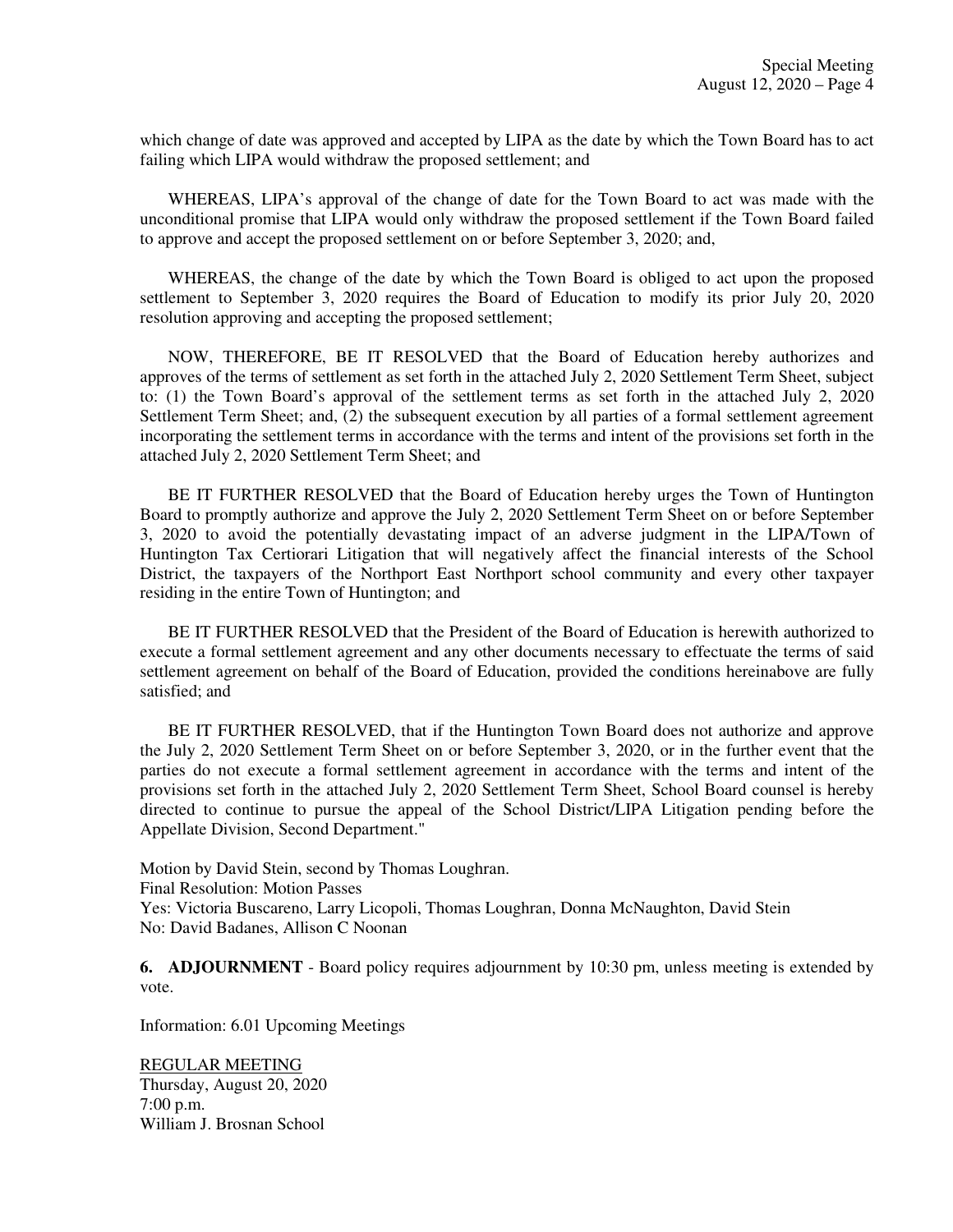which change of date was approved and accepted by LIPA as the date by which the Town Board has to act failing which LIPA would withdraw the proposed settlement; and

WHEREAS, LIPA's approval of the change of date for the Town Board to act was made with the unconditional promise that LIPA would only withdraw the proposed settlement if the Town Board failed to approve and accept the proposed settlement on or before September 3, 2020; and,

WHEREAS, the change of the date by which the Town Board is obliged to act upon the proposed settlement to September 3, 2020 requires the Board of Education to modify its prior July 20, 2020 resolution approving and accepting the proposed settlement;

NOW, THEREFORE, BE IT RESOLVED that the Board of Education hereby authorizes and approves of the terms of settlement as set forth in the attached July 2, 2020 Settlement Term Sheet, subject to: (1) the Town Board's approval of the settlement terms as set forth in the attached July 2, 2020 Settlement Term Sheet; and, (2) the subsequent execution by all parties of a formal settlement agreement incorporating the settlement terms in accordance with the terms and intent of the provisions set forth in the attached July 2, 2020 Settlement Term Sheet; and

BE IT FURTHER RESOLVED that the Board of Education hereby urges the Town of Huntington Board to promptly authorize and approve the July 2, 2020 Settlement Term Sheet on or before September 3, 2020 to avoid the potentially devastating impact of an adverse judgment in the LIPA/Town of Huntington Tax Certiorari Litigation that will negatively affect the financial interests of the School District, the taxpayers of the Northport East Northport school community and every other taxpayer residing in the entire Town of Huntington; and

BE IT FURTHER RESOLVED that the President of the Board of Education is herewith authorized to execute a formal settlement agreement and any other documents necessary to effectuate the terms of said settlement agreement on behalf of the Board of Education, provided the conditions hereinabove are fully satisfied; and

BE IT FURTHER RESOLVED, that if the Huntington Town Board does not authorize and approve the July 2, 2020 Settlement Term Sheet on or before September 3, 2020, or in the further event that the parties do not execute a formal settlement agreement in accordance with the terms and intent of the provisions set forth in the attached July 2, 2020 Settlement Term Sheet, School Board counsel is hereby directed to continue to pursue the appeal of the School District/LIPA Litigation pending before the Appellate Division, Second Department."

Motion by David Stein, second by Thomas Loughran.
Final Resolution: Motion Passes
Yes: Victoria Buscareno, Larry Licopoli, Thomas Loughran, Donna McNaughton, David Stein
No: David Badanes, Allison C Noonan

**6. ADJOURNMENT** - Board policy requires adjournment by 10:30 pm, unless meeting is extended by vote.

Information: 6.01 Upcoming Meetings

REGULAR MEETING
Thursday, August 20, 2020
7:00 p.m.
William J. Brosnan School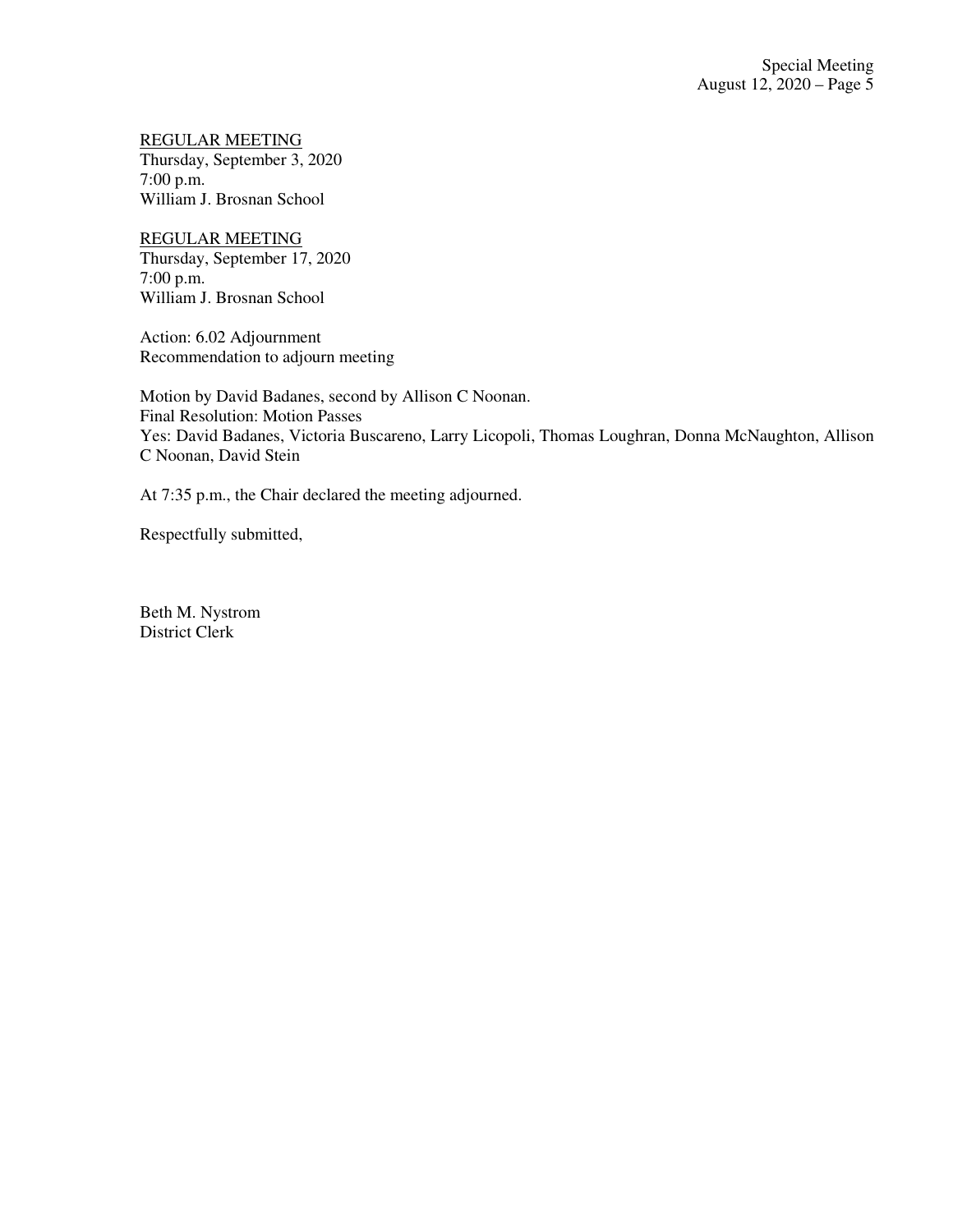REGULAR MEETING
Thursday, September 3, 2020
7:00 p.m.
William J. Brosnan School

REGULAR MEETING
Thursday, September 17, 2020
7:00 p.m.
William J. Brosnan School

Action: 6.02 Adjournment
Recommendation to adjourn meeting

Motion by David Badanes, second by Allison C Noonan.
Final Resolution: Motion Passes
Yes: David Badanes, Victoria Buscareno, Larry Licopoli, Thomas Loughran, Donna McNaughton, Allison C Noonan, David Stein

At 7:35 p.m., the Chair declared the meeting adjourned.

Respectfully submitted,

Beth M. Nystrom
District Clerk